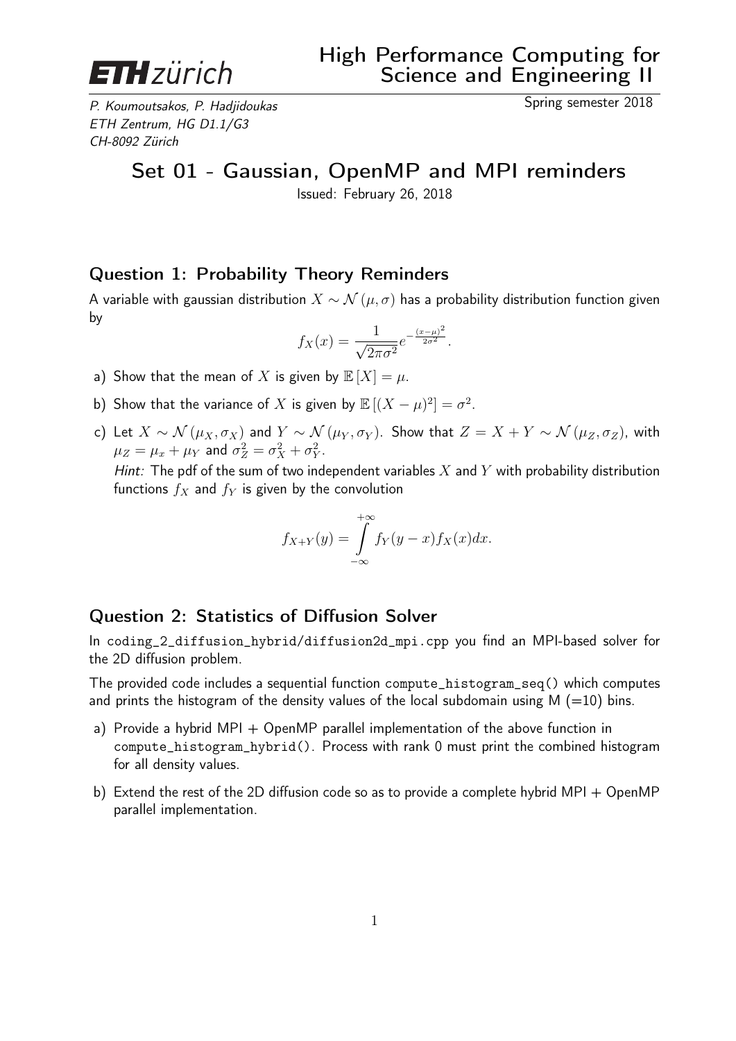ETH zürich

# High Performance Computing for Science and Engineering II

P. Koumoutsakos, P. Hadjidoukas
ETH Zentrum, HG D1.1/G3
CH-8092 Zürich

Spring semester 2018

## Set 01 - Gaussian, OpenMP and MPI reminders

Issued: February 26, 2018

### Question 1: Probability Theory Reminders

A variable with gaussian distribution $X \sim \mathcal{N}(\mu, \sigma)$ has a probability distribution function given by

$$f_X(x) = \frac{1}{\sqrt{2\pi\sigma^2}} e^{-\frac{(x-\mu)^2}{2\sigma^2}}.$$

a) Show that the mean of $X$ is given by $\mathbb{E}[X] = \mu$.

b) Show that the variance of $X$ is given by $\mathbb{E}[(X-\mu)^2] = \sigma^2$.

c) Let $X \sim \mathcal{N}(\mu_X, \sigma_X)$ and $Y \sim \mathcal{N}(\mu_Y, \sigma_Y)$. Show that $Z = X + Y \sim \mathcal{N}(\mu_Z, \sigma_Z)$, with $\mu_Z = \mu_x + \mu_Y$ and $\sigma_Z^2 = \sigma_X^2 + \sigma_Y^2$.

   *Hint:* The pdf of the sum of two independent variables $X$ and $Y$ with probability distribution functions $f_X$ and $f_Y$ is given by the convolution

$$f_{X+Y}(y) = \int_{-\infty}^{+\infty} f_Y(y-x) f_X(x) dx.$$

### Question 2: Statistics of Diffusion Solver

In `coding_2_diffusion_hybrid/diffusion2d_mpi.cpp` you find an MPI-based solver for the 2D diffusion problem.

The provided code includes a sequential function `compute_histogram_seq()` which computes and prints the histogram of the density values of the local subdomain using M (=10) bins.

a) Provide a hybrid MPI + OpenMP parallel implementation of the above function in `compute_histogram_hybrid()`. Process with rank 0 must print the combined histogram for all density values.

b) Extend the rest of the 2D diffusion code so as to provide a complete hybrid MPI + OpenMP parallel implementation.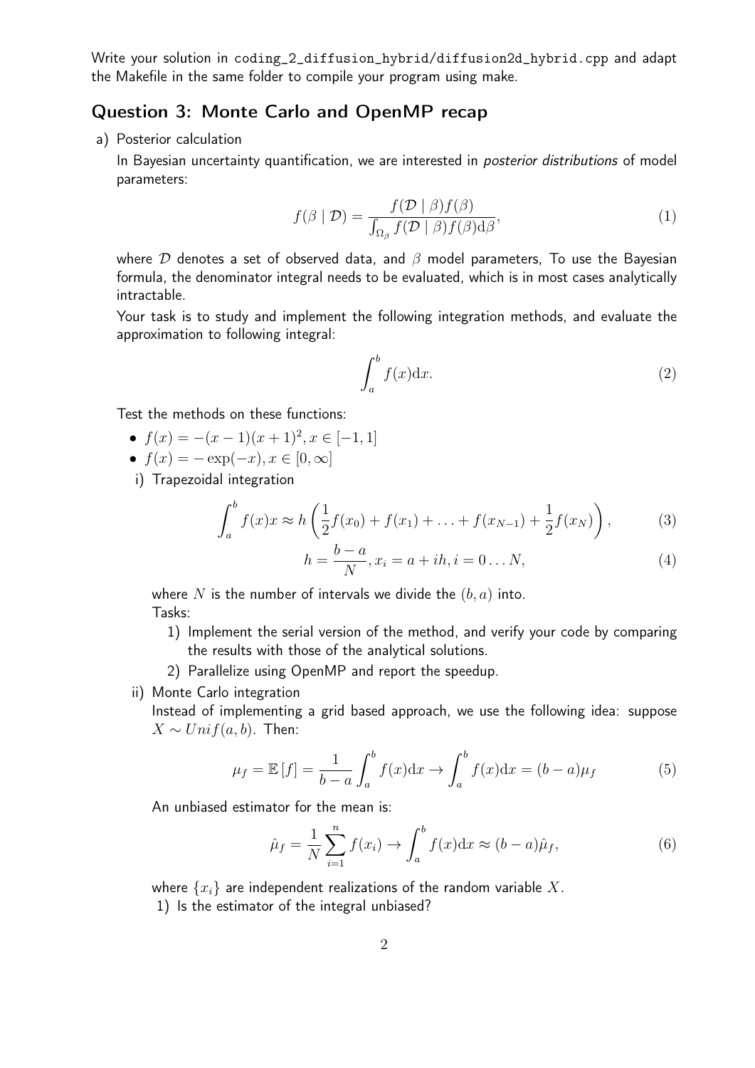Write your solution in coding_2_diffusion_hybrid/diffusion2d_hybrid.cpp and adapt the Makefile in the same folder to compile your program using make.

## Question 3: Monte Carlo and OpenMP recap

a) Posterior calculation

In Bayesian uncertainty quantification, we are interested in *posterior distributions* of model parameters:

$$f(\beta \mid \mathcal{D}) = \frac{f(\mathcal{D} \mid \beta) f(\beta)}{\int_{\Omega_\beta} f(\mathcal{D} \mid \beta) f(\beta) \mathrm{d}\beta}, \tag{1}$$

where $\mathcal{D}$ denotes a set of observed data, and $\beta$ model parameters, To use the Bayesian formula, the denominator integral needs to be evaluated, which is in most cases analytically intractable.

Your task is to study and implement the following integration methods, and evaluate the approximation to following integral:

$$\int_a^b f(x) \mathrm{d}x. \tag{2}$$

Test the methods on these functions:

- $f(x) = -(x-1)(x+1)^2, x \in [-1, 1]$
- $f(x) = -\exp(-x), x \in [0, \infty]$

i) Trapezoidal integration

$$\int_a^b f(x) x \approx h \left( \frac{1}{2} f(x_0) + f(x_1) + \ldots + f(x_{N-1}) + \frac{1}{2} f(x_N) \right), \tag{3}$$

$$h = \frac{b-a}{N}, x_i = a + ih, i = 0 \ldots N, \tag{4}$$

where $N$ is the number of intervals we divide the $(b, a)$ into.

Tasks:

1) Implement the serial version of the method, and verify your code by comparing the results with those of the analytical solutions.
2) Parallelize using OpenMP and report the speedup.

ii) Monte Carlo integration

Instead of implementing a grid based approach, we use the following idea: suppose $X \sim Unif(a, b)$. Then:

$$\mu_f = \mathbb{E}[f] = \frac{1}{b-a} \int_a^b f(x) \mathrm{d}x \rightarrow \int_a^b f(x) \mathrm{d}x = (b-a)\mu_f \tag{5}$$

An unbiased estimator for the mean is:

$$\hat{\mu}_f = \frac{1}{N} \sum_{i=1}^{n} f(x_i) \rightarrow \int_a^b f(x) \mathrm{d}x \approx (b-a)\hat{\mu}_f, \tag{6}$$

where $\{x_i\}$ are independent realizations of the random variable $X$.

1) Is the estimator of the integral unbiased?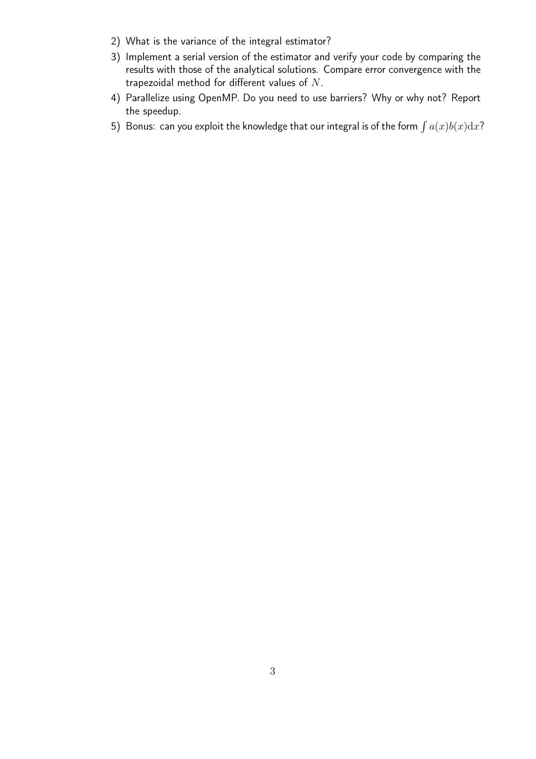2) What is the variance of the integral estimator?
3) Implement a serial version of the estimator and verify your code by comparing the results with those of the analytical solutions. Compare error convergence with the trapezoidal method for different values of $N$.
4) Parallelize using OpenMP. Do you need to use barriers? Why or why not? Report the speedup.
5) Bonus: can you exploit the knowledge that our integral is of the form $\int a(x)b(x)\mathrm{d}x$?